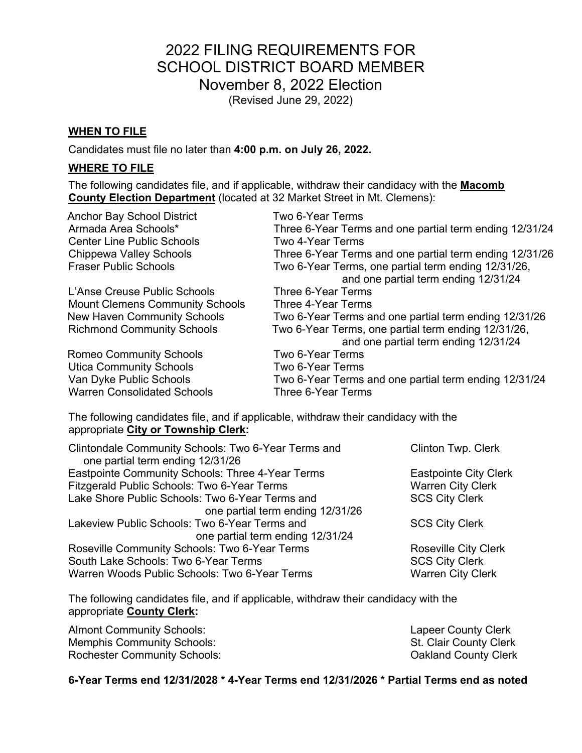# 2022 FILING REQUIREMENTS FOR SCHOOL DISTRICT BOARD MEMBER

## November 8, 2022 Election

(Revised June 29, 2022)

### WHEN TO FILE

Candidates must file no later than **4:00 p.m. on July 26, 2022.**

### WHERE TO FILE

The following candidates file, and if applicable, withdraw their candidacy with the **Macomb County Election Department** (located at 32 Market Street in Mt. Clemens):

| School District | Terms |
|---|---|
| Anchor Bay School District | Two 6-Year Terms |
| Armada Area Schools* | Three 6-Year Terms and one partial term ending 12/31/24 |
| Center Line Public Schools | Two 4-Year Terms |
| Chippewa Valley Schools | Three 6-Year Terms and one partial term ending 12/31/26 |
| Fraser Public Schools | Two 6-Year Terms, one partial term ending 12/31/26, and one partial term ending 12/31/24 |
| L'Anse Creuse Public Schools | Three 6-Year Terms |
| Mount Clemens Community Schools | Three 4-Year Terms |
| New Haven Community Schools | Two 6-Year Terms and one partial term ending 12/31/26 |
| Richmond Community Schools | Two 6-Year Terms, one partial term ending 12/31/26, and one partial term ending 12/31/24 |
| Romeo Community Schools | Two 6-Year Terms |
| Utica Community Schools | Two 6-Year Terms |
| Van Dyke Public Schools | Two 6-Year Terms and one partial term ending 12/31/24 |
| Warren Consolidated Schools | Three 6-Year Terms |

The following candidates file, and if applicable, withdraw their candidacy with the appropriate **City or Township Clerk:**

| School District and Terms | Clerk |
|---|---|
| Clintondale Community Schools: Two 6-Year Terms and one partial term ending 12/31/26 | Clinton Twp. Clerk |
| Eastpointe Community Schools: Three 4-Year Terms | Eastpointe City Clerk |
| Fitzgerald Public Schools: Two 6-Year Terms | Warren City Clerk |
| Lake Shore Public Schools: Two 6-Year Terms and one partial term ending 12/31/26 | SCS City Clerk |
| Lakeview Public Schools: Two 6-Year Terms and one partial term ending 12/31/24 | SCS City Clerk |
| Roseville Community Schools: Two 6-Year Terms | Roseville City Clerk |
| South Lake Schools: Two 6-Year Terms | SCS City Clerk |
| Warren Woods Public Schools: Two 6-Year Terms | Warren City Clerk |

The following candidates file, and if applicable, withdraw their candidacy with the appropriate **County Clerk:**

| School District | Clerk |
|---|---|
| Almont Community Schools: | Lapeer County Clerk |
| Memphis Community Schools: | St. Clair County Clerk |
| Rochester Community Schools: | Oakland County Clerk |

**6-Year Terms end 12/31/2028 * 4-Year Terms end 12/31/2026 * Partial Terms end as noted**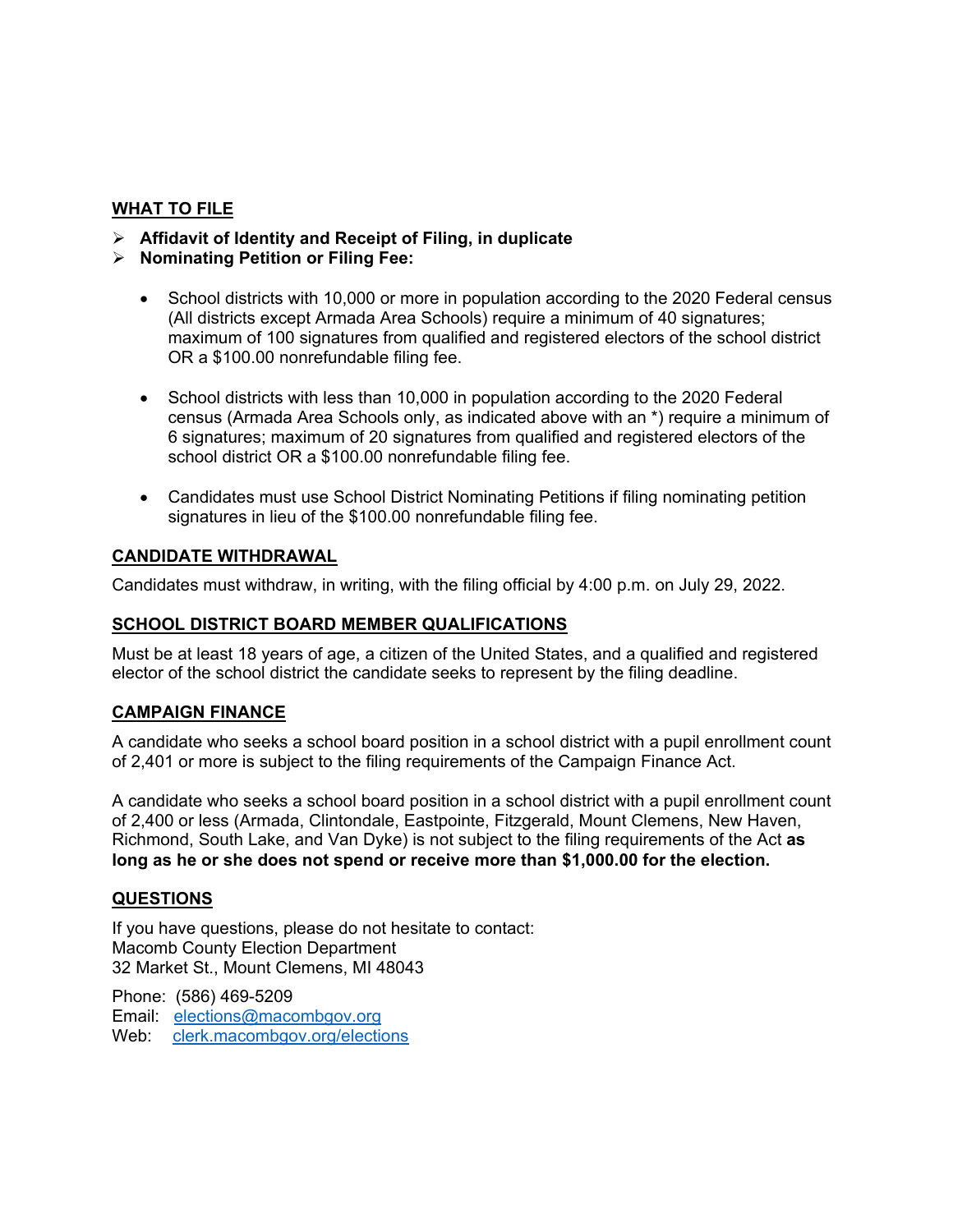## WHAT TO FILE

- **Affidavit of Identity and Receipt of Filing, in duplicate**
- **Nominating Petition or Filing Fee:**
  - School districts with 10,000 or more in population according to the 2020 Federal census (All districts except Armada Area Schools) require a minimum of 40 signatures; maximum of 100 signatures from qualified and registered electors of the school district OR a $100.00 nonrefundable filing fee.
  - School districts with less than 10,000 in population according to the 2020 Federal census (Armada Area Schools only, as indicated above with an *) require a minimum of 6 signatures; maximum of 20 signatures from qualified and registered electors of the school district OR a $100.00 nonrefundable filing fee.
  - Candidates must use School District Nominating Petitions if filing nominating petition signatures in lieu of the $100.00 nonrefundable filing fee.

## CANDIDATE WITHDRAWAL

Candidates must withdraw, in writing, with the filing official by 4:00 p.m. on July 29, 2022.

## SCHOOL DISTRICT BOARD MEMBER QUALIFICATIONS

Must be at least 18 years of age, a citizen of the United States, and a qualified and registered elector of the school district the candidate seeks to represent by the filing deadline.

## CAMPAIGN FINANCE

A candidate who seeks a school board position in a school district with a pupil enrollment count of 2,401 or more is subject to the filing requirements of the Campaign Finance Act.

A candidate who seeks a school board position in a school district with a pupil enrollment count of 2,400 or less (Armada, Clintondale, Eastpointe, Fitzgerald, Mount Clemens, New Haven, Richmond, South Lake, and Van Dyke) is not subject to the filing requirements of the Act **as long as he or she does not spend or receive more than $1,000.00 for the election.**

## QUESTIONS

If you have questions, please do not hesitate to contact:
Macomb County Election Department
32 Market St., Mount Clemens, MI 48043

Phone: (586) 469-5209
Email: elections@macombgov.org
Web: clerk.macombgov.org/elections